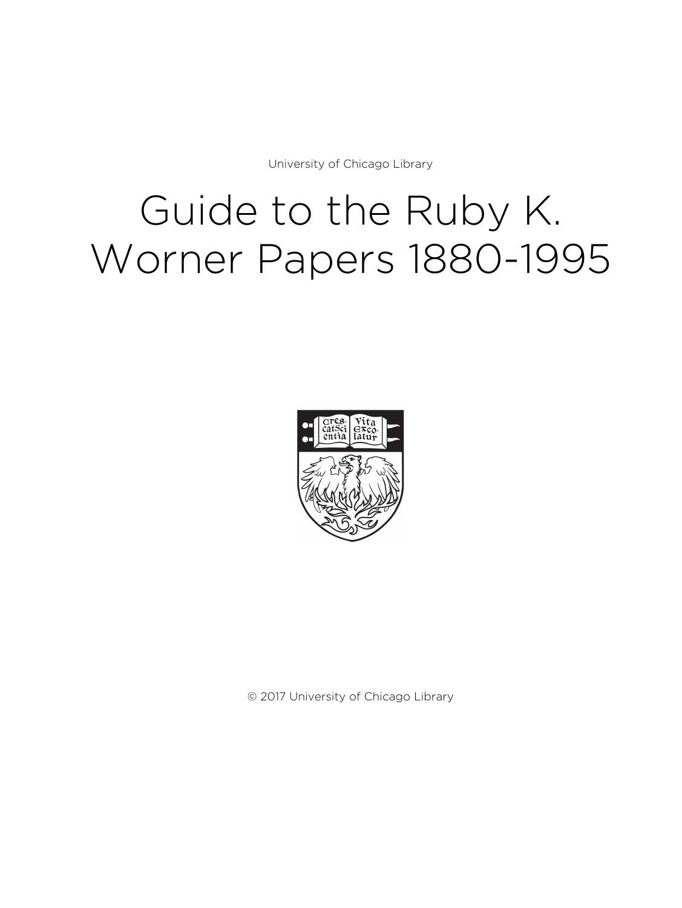University of Chicago Library

# Guide to the Ruby K. Worner Papers 1880-1995

© 2017 University of Chicago Library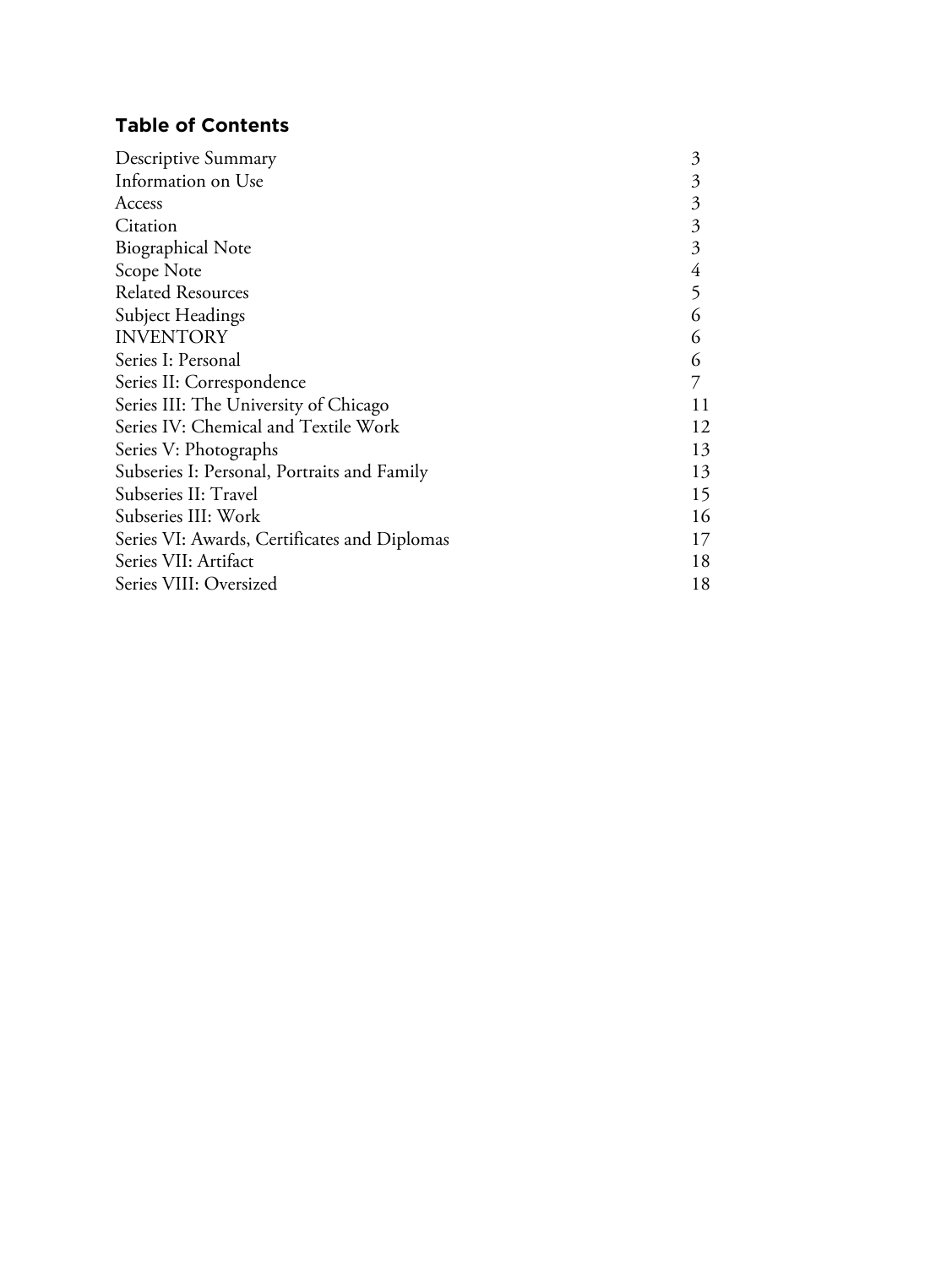## Table of Contents

| | |
|---|---|
| Descriptive Summary | 3 |
| Information on Use | 3 |
| Access | 3 |
| Citation | 3 |
| Biographical Note | 3 |
| Scope Note | 4 |
| Related Resources | 5 |
| Subject Headings | 6 |
| INVENTORY | 6 |
| Series I: Personal | 6 |
| Series II: Correspondence | 7 |
| Series III: The University of Chicago | 11 |
| Series IV: Chemical and Textile Work | 12 |
| Series V: Photographs | 13 |
| Subseries I: Personal, Portraits and Family | 13 |
| Subseries II: Travel | 15 |
| Subseries III: Work | 16 |
| Series VI: Awards, Certificates and Diplomas | 17 |
| Series VII: Artifact | 18 |
| Series VIII: Oversized | 18 |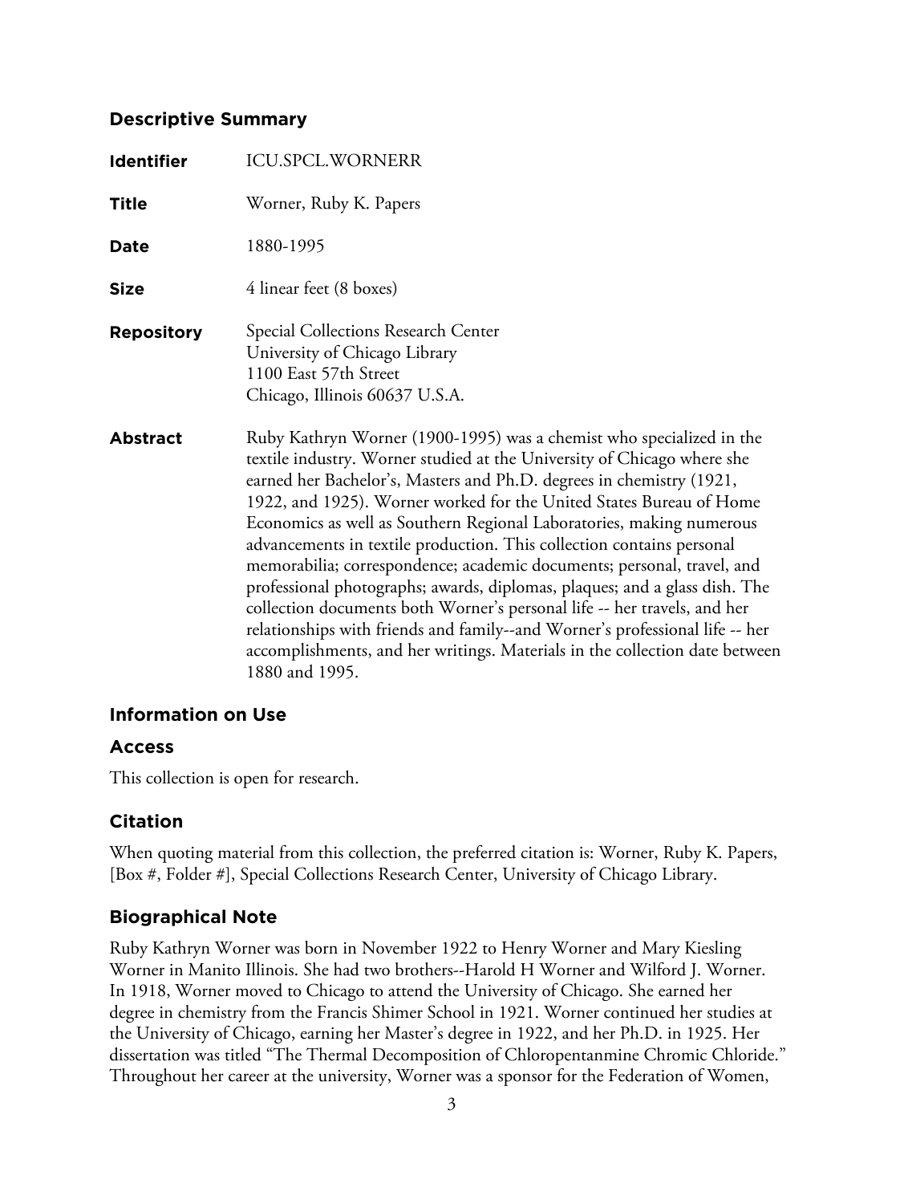## Descriptive Summary

**Identifier** ICU.SPCL.WORNERR

**Title** Worner, Ruby K. Papers

**Date** 1880-1995

**Size** 4 linear feet (8 boxes)

**Repository** Special Collections Research Center
University of Chicago Library
1100 East 57th Street
Chicago, Illinois 60637 U.S.A.

**Abstract** Ruby Kathryn Worner (1900-1995) was a chemist who specialized in the textile industry. Worner studied at the University of Chicago where she earned her Bachelor's, Masters and Ph.D. degrees in chemistry (1921, 1922, and 1925). Worner worked for the United States Bureau of Home Economics as well as Southern Regional Laboratories, making numerous advancements in textile production. This collection contains personal memorabilia; correspondence; academic documents; personal, travel, and professional photographs; awards, diplomas, plaques; and a glass dish. The collection documents both Worner's personal life -- her travels, and her relationships with friends and family--and Worner's professional life -- her accomplishments, and her writings. Materials in the collection date between 1880 and 1995.

## Information on Use

### Access

This collection is open for research.

### Citation

When quoting material from this collection, the preferred citation is: Worner, Ruby K. Papers, [Box #, Folder #], Special Collections Research Center, University of Chicago Library.

## Biographical Note

Ruby Kathryn Worner was born in November 1922 to Henry Worner and Mary Kiesling Worner in Manito Illinois. She had two brothers--Harold H Worner and Wilford J. Worner. In 1918, Worner moved to Chicago to attend the University of Chicago. She earned her degree in chemistry from the Francis Shimer School in 1921. Worner continued her studies at the University of Chicago, earning her Master's degree in 1922, and her Ph.D. in 1925. Her dissertation was titled "The Thermal Decomposition of Chloropentanmine Chromic Chloride." Throughout her career at the university, Worner was a sponsor for the Federation of Women,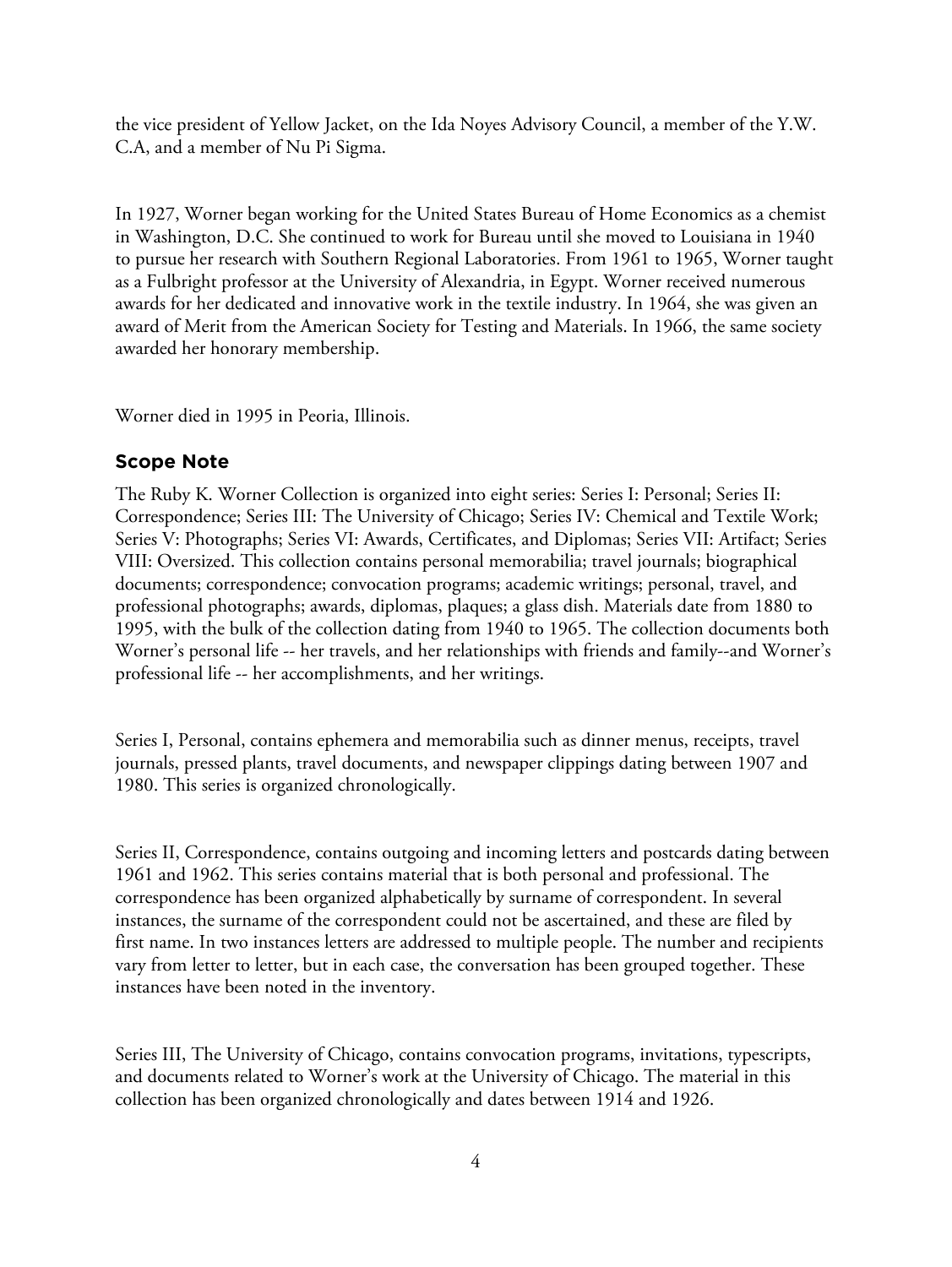the vice president of Yellow Jacket, on the Ida Noyes Advisory Council, a member of the Y.W. C.A, and a member of Nu Pi Sigma.

In 1927, Worner began working for the United States Bureau of Home Economics as a chemist in Washington, D.C. She continued to work for Bureau until she moved to Louisiana in 1940 to pursue her research with Southern Regional Laboratories. From 1961 to 1965, Worner taught as a Fulbright professor at the University of Alexandria, in Egypt. Worner received numerous awards for her dedicated and innovative work in the textile industry. In 1964, she was given an award of Merit from the American Society for Testing and Materials. In 1966, the same society awarded her honorary membership.

Worner died in 1995 in Peoria, Illinois.

## Scope Note

The Ruby K. Worner Collection is organized into eight series: Series I: Personal; Series II: Correspondence; Series III: The University of Chicago; Series IV: Chemical and Textile Work; Series V: Photographs; Series VI: Awards, Certificates, and Diplomas; Series VII: Artifact; Series VIII: Oversized. This collection contains personal memorabilia; travel journals; biographical documents; correspondence; convocation programs; academic writings; personal, travel, and professional photographs; awards, diplomas, plaques; a glass dish. Materials date from 1880 to 1995, with the bulk of the collection dating from 1940 to 1965. The collection documents both Worner's personal life -- her travels, and her relationships with friends and family--and Worner's professional life -- her accomplishments, and her writings.

Series I, Personal, contains ephemera and memorabilia such as dinner menus, receipts, travel journals, pressed plants, travel documents, and newspaper clippings dating between 1907 and 1980. This series is organized chronologically.

Series II, Correspondence, contains outgoing and incoming letters and postcards dating between 1961 and 1962. This series contains material that is both personal and professional. The correspondence has been organized alphabetically by surname of correspondent. In several instances, the surname of the correspondent could not be ascertained, and these are filed by first name. In two instances letters are addressed to multiple people. The number and recipients vary from letter to letter, but in each case, the conversation has been grouped together. These instances have been noted in the inventory.

Series III, The University of Chicago, contains convocation programs, invitations, typescripts, and documents related to Worner's work at the University of Chicago. The material in this collection has been organized chronologically and dates between 1914 and 1926.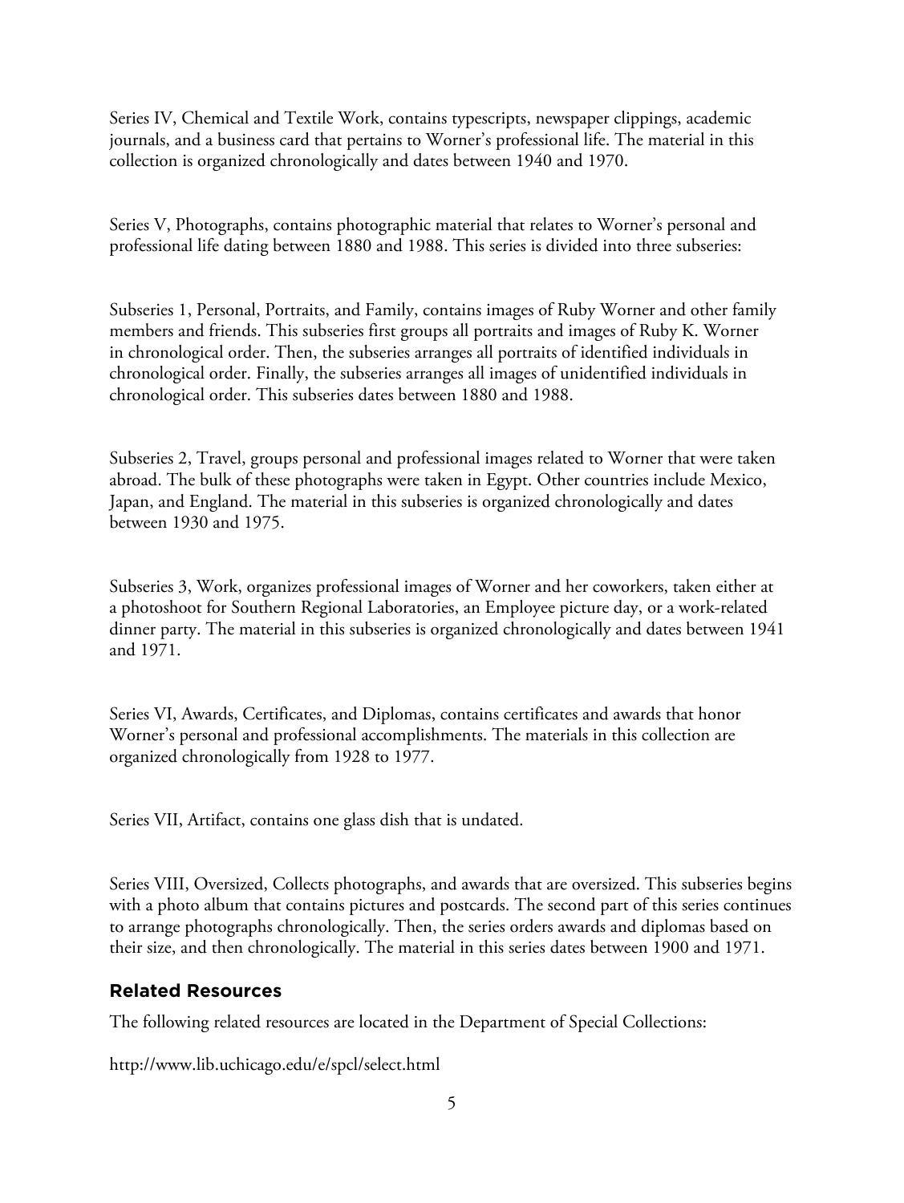Series IV, Chemical and Textile Work, contains typescripts, newspaper clippings, academic journals, and a business card that pertains to Worner's professional life. The material in this collection is organized chronologically and dates between 1940 and 1970.

Series V, Photographs, contains photographic material that relates to Worner's personal and professional life dating between 1880 and 1988. This series is divided into three subseries:

Subseries 1, Personal, Portraits, and Family, contains images of Ruby Worner and other family members and friends. This subseries first groups all portraits and images of Ruby K. Worner in chronological order. Then, the subseries arranges all portraits of identified individuals in chronological order. Finally, the subseries arranges all images of unidentified individuals in chronological order. This subseries dates between 1880 and 1988.

Subseries 2, Travel, groups personal and professional images related to Worner that were taken abroad. The bulk of these photographs were taken in Egypt. Other countries include Mexico, Japan, and England. The material in this subseries is organized chronologically and dates between 1930 and 1975.

Subseries 3, Work, organizes professional images of Worner and her coworkers, taken either at a photoshoot for Southern Regional Laboratories, an Employee picture day, or a work-related dinner party. The material in this subseries is organized chronologically and dates between 1941 and 1971.

Series VI, Awards, Certificates, and Diplomas, contains certificates and awards that honor Worner's personal and professional accomplishments. The materials in this collection are organized chronologically from 1928 to 1977.

Series VII, Artifact, contains one glass dish that is undated.

Series VIII, Oversized, Collects photographs, and awards that are oversized. This subseries begins with a photo album that contains pictures and postcards. The second part of this series continues to arrange photographs chronologically. Then, the series orders awards and diplomas based on their size, and then chronologically. The material in this series dates between 1900 and 1971.

## Related Resources

The following related resources are located in the Department of Special Collections:

http://www.lib.uchicago.edu/e/spcl/select.html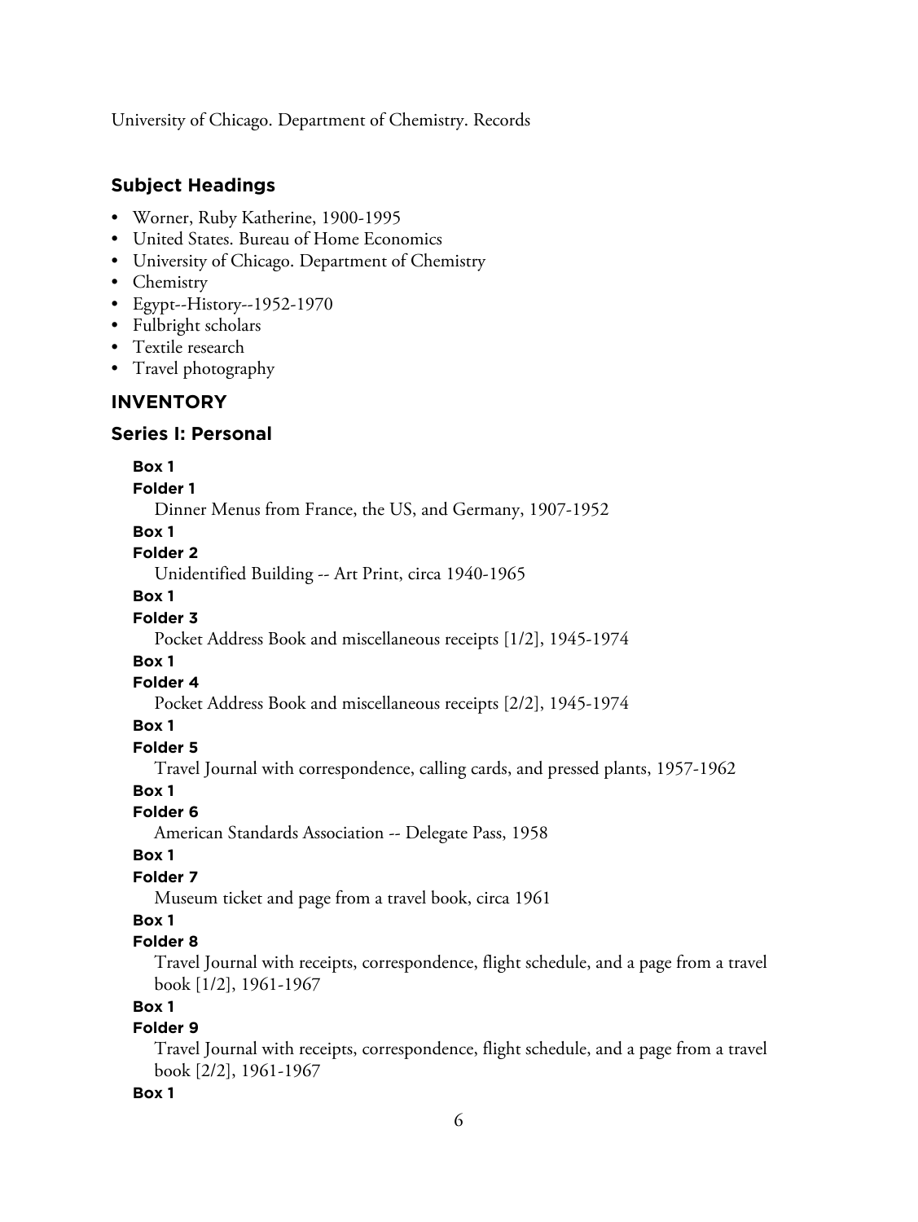University of Chicago. Department of Chemistry. Records

## Subject Headings

- Worner, Ruby Katherine, 1900-1995
- United States. Bureau of Home Economics
- University of Chicago. Department of Chemistry
- Chemistry
- Egypt--History--1952-1970
- Fulbright scholars
- Textile research
- Travel photography

## INVENTORY

## Series I: Personal

**Box 1**

**Folder 1**

Dinner Menus from France, the US, and Germany, 1907-1952

**Box 1**

**Folder 2**

Unidentified Building -- Art Print, circa 1940-1965

**Box 1**

**Folder 3**

Pocket Address Book and miscellaneous receipts [1/2], 1945-1974

**Box 1**

**Folder 4**

Pocket Address Book and miscellaneous receipts [2/2], 1945-1974

**Box 1**

**Folder 5**

Travel Journal with correspondence, calling cards, and pressed plants, 1957-1962

**Box 1**

**Folder 6**

American Standards Association -- Delegate Pass, 1958

**Box 1**

**Folder 7**

Museum ticket and page from a travel book, circa 1961

**Box 1**

**Folder 8**

Travel Journal with receipts, correspondence, flight schedule, and a page from a travel book [1/2], 1961-1967

**Box 1**

**Folder 9**

Travel Journal with receipts, correspondence, flight schedule, and a page from a travel book [2/2], 1961-1967

**Box 1**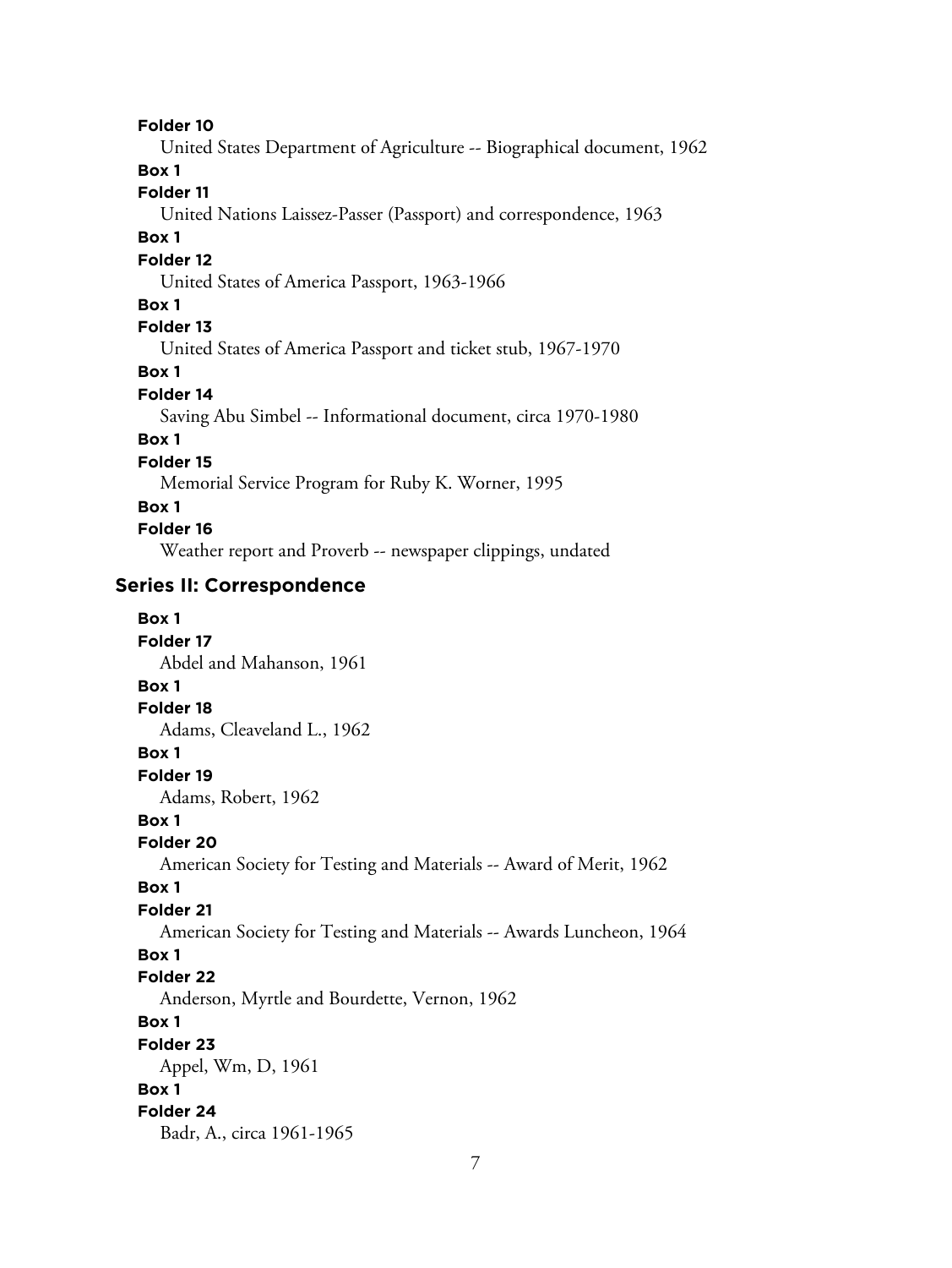**Folder 10**

United States Department of Agriculture -- Biographical document, 1962

**Box 1**

**Folder 11**

United Nations Laissez-Passer (Passport) and correspondence, 1963

**Box 1**

**Folder 12**

United States of America Passport, 1963-1966

**Box 1**

**Folder 13**

United States of America Passport and ticket stub, 1967-1970

**Box 1**

**Folder 14**

Saving Abu Simbel -- Informational document, circa 1970-1980

**Box 1**

**Folder 15**

Memorial Service Program for Ruby K. Worner, 1995

**Box 1**

**Folder 16**

Weather report and Proverb -- newspaper clippings, undated

### Series II: Correspondence

**Box 1**

**Folder 17**

Abdel and Mahanson, 1961

**Box 1**

**Folder 18**

Adams, Cleaveland L., 1962

**Box 1**

**Folder 19**

Adams, Robert, 1962

**Box 1**

**Folder 20**

American Society for Testing and Materials -- Award of Merit, 1962

**Box 1**

**Folder 21**

American Society for Testing and Materials -- Awards Luncheon, 1964

**Box 1**

**Folder 22**

Anderson, Myrtle and Bourdette, Vernon, 1962

**Box 1**

**Folder 23**

Appel, Wm, D, 1961

**Box 1**

**Folder 24**

Badr, A., circa 1961-1965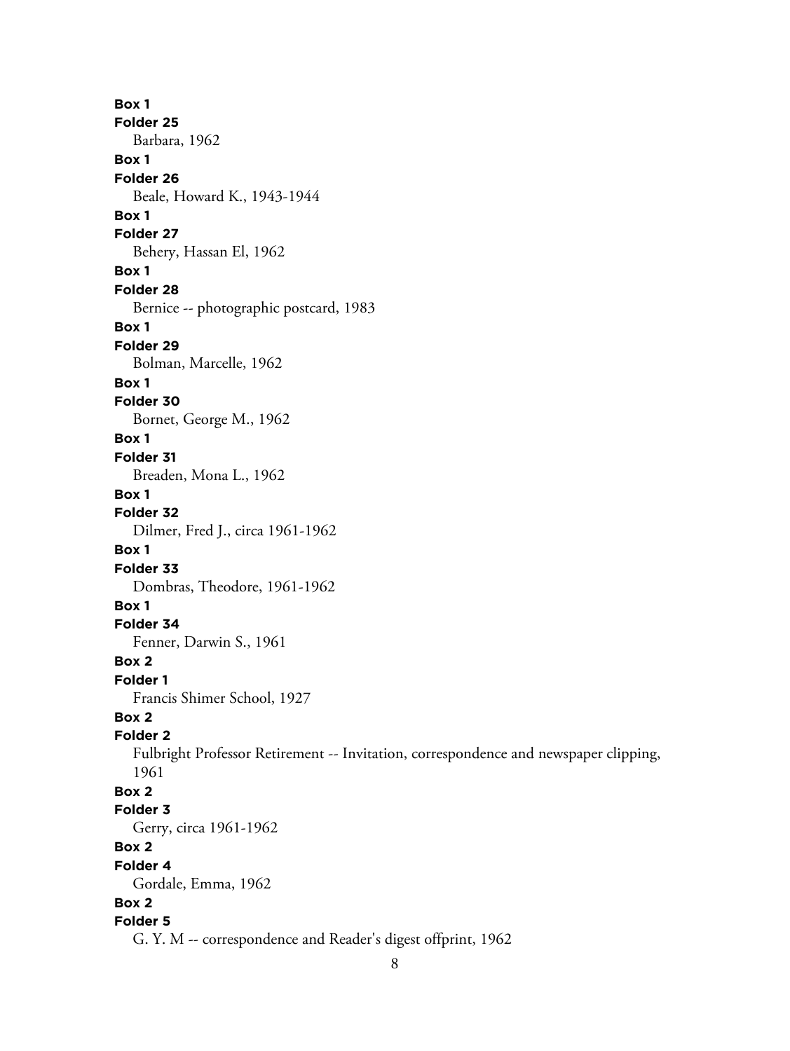**Box 1**
**Folder 25**
Barbara, 1962

**Box 1**
**Folder 26**
Beale, Howard K., 1943-1944

**Box 1**
**Folder 27**
Behery, Hassan El, 1962

**Box 1**
**Folder 28**
Bernice -- photographic postcard, 1983

**Box 1**
**Folder 29**
Bolman, Marcelle, 1962

**Box 1**
**Folder 30**
Bornet, George M., 1962

**Box 1**
**Folder 31**
Breaden, Mona L., 1962

**Box 1**
**Folder 32**
Dilmer, Fred J., circa 1961-1962

**Box 1**
**Folder 33**
Dombras, Theodore, 1961-1962

**Box 1**
**Folder 34**
Fenner, Darwin S., 1961

**Box 2**
**Folder 1**
Francis Shimer School, 1927

**Box 2**
**Folder 2**
Fulbright Professor Retirement -- Invitation, correspondence and newspaper clipping, 1961

**Box 2**
**Folder 3**
Gerry, circa 1961-1962

**Box 2**
**Folder 4**
Gordale, Emma, 1962

**Box 2**
**Folder 5**
G. Y. M -- correspondence and Reader's digest offprint, 1962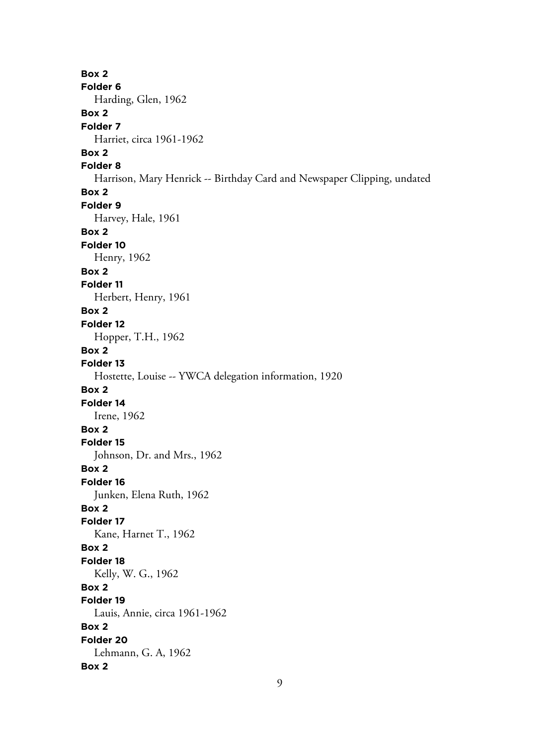**Box 2**
**Folder 6**
Harding, Glen, 1962
**Box 2**
**Folder 7**
Harriet, circa 1961-1962
**Box 2**
**Folder 8**
Harrison, Mary Henrick -- Birthday Card and Newspaper Clipping, undated
**Box 2**
**Folder 9**
Harvey, Hale, 1961
**Box 2**
**Folder 10**
Henry, 1962
**Box 2**
**Folder 11**
Herbert, Henry, 1961
**Box 2**
**Folder 12**
Hopper, T.H., 1962
**Box 2**
**Folder 13**
Hostette, Louise -- YWCA delegation information, 1920
**Box 2**
**Folder 14**
Irene, 1962
**Box 2**
**Folder 15**
Johnson, Dr. and Mrs., 1962
**Box 2**
**Folder 16**
Junken, Elena Ruth, 1962
**Box 2**
**Folder 17**
Kane, Harnet T., 1962
**Box 2**
**Folder 18**
Kelly, W. G., 1962
**Box 2**
**Folder 19**
Lauis, Annie, circa 1961-1962
**Box 2**
**Folder 20**
Lehmann, G. A, 1962
**Box 2**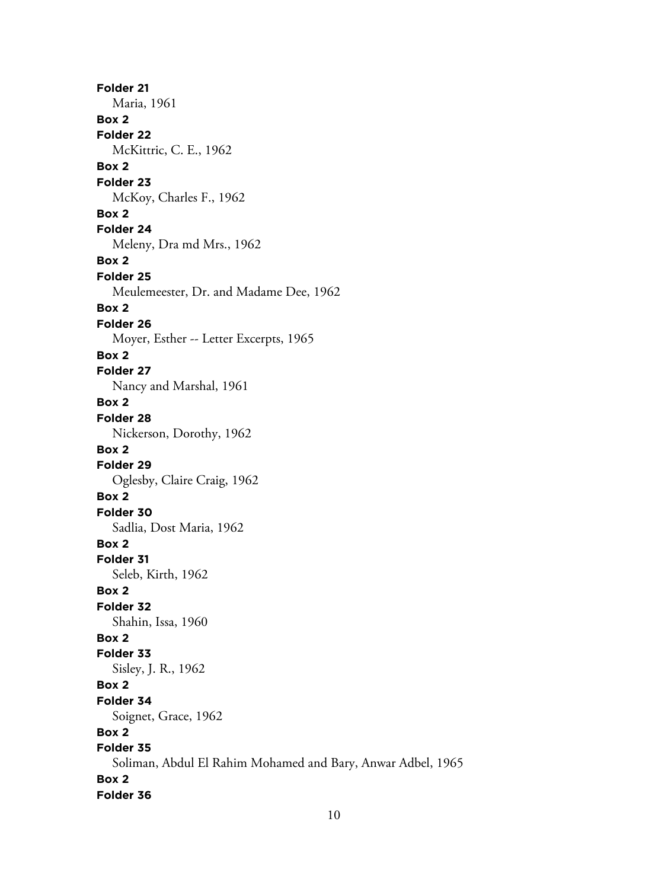**Folder 21**

Maria, 1961

**Box 2**

**Folder 22**

McKittric, C. E., 1962

**Box 2**

**Folder 23**

McKoy, Charles F., 1962

**Box 2**

**Folder 24**

Meleny, Dra md Mrs., 1962

**Box 2**

**Folder 25**

Meulemeester, Dr. and Madame Dee, 1962

**Box 2**

**Folder 26**

Moyer, Esther -- Letter Excerpts, 1965

**Box 2**

**Folder 27**

Nancy and Marshal, 1961

**Box 2**

**Folder 28**

Nickerson, Dorothy, 1962

**Box 2**

**Folder 29**

Oglesby, Claire Craig, 1962

**Box 2**

**Folder 30**

Sadlia, Dost Maria, 1962

**Box 2**

**Folder 31**

Seleb, Kirth, 1962

**Box 2**

**Folder 32**

Shahin, Issa, 1960

**Box 2**

**Folder 33**

Sisley, J. R., 1962

**Box 2**

**Folder 34**

Soignet, Grace, 1962

**Box 2**

**Folder 35**

Soliman, Abdul El Rahim Mohamed and Bary, Anwar Adbel, 1965

**Box 2**

**Folder 36**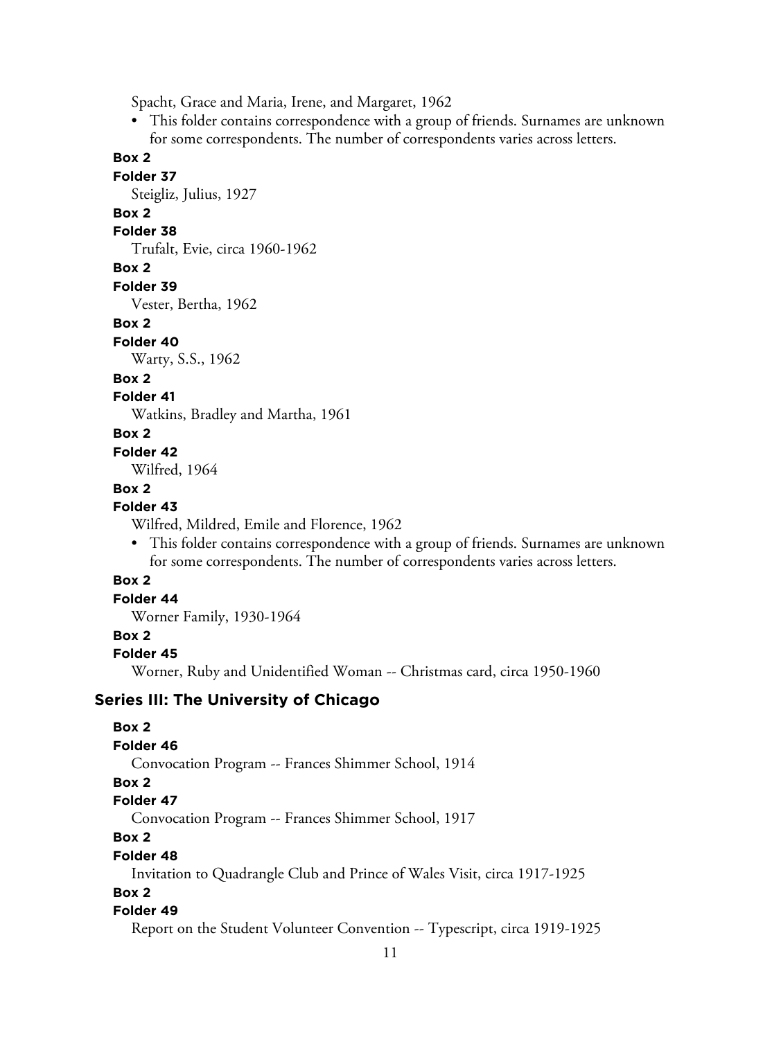Spacht, Grace and Maria, Irene, and Margaret, 1962

- This folder contains correspondence with a group of friends. Surnames are unknown for some correspondents. The number of correspondents varies across letters.

**Box 2**

**Folder 37**

Steigliz, Julius, 1927

**Box 2**

**Folder 38**

Trufalt, Evie, circa 1960-1962

**Box 2**

**Folder 39**

Vester, Bertha, 1962

**Box 2**

**Folder 40**

Warty, S.S., 1962

**Box 2**

**Folder 41**

Watkins, Bradley and Martha, 1961

**Box 2**

**Folder 42**

Wilfred, 1964

**Box 2**

**Folder 43**

Wilfred, Mildred, Emile and Florence, 1962

- This folder contains correspondence with a group of friends. Surnames are unknown for some correspondents. The number of correspondents varies across letters.

**Box 2**

**Folder 44**

Worner Family, 1930-1964

**Box 2**

**Folder 45**

Worner, Ruby and Unidentified Woman -- Christmas card, circa 1950-1960

## Series III: The University of Chicago

**Box 2**

**Folder 46**

Convocation Program -- Frances Shimmer School, 1914

**Box 2**

**Folder 47**

Convocation Program -- Frances Shimmer School, 1917

**Box 2**

**Folder 48**

Invitation to Quadrangle Club and Prince of Wales Visit, circa 1917-1925

**Box 2**

**Folder 49**

Report on the Student Volunteer Convention -- Typescript, circa 1919-1925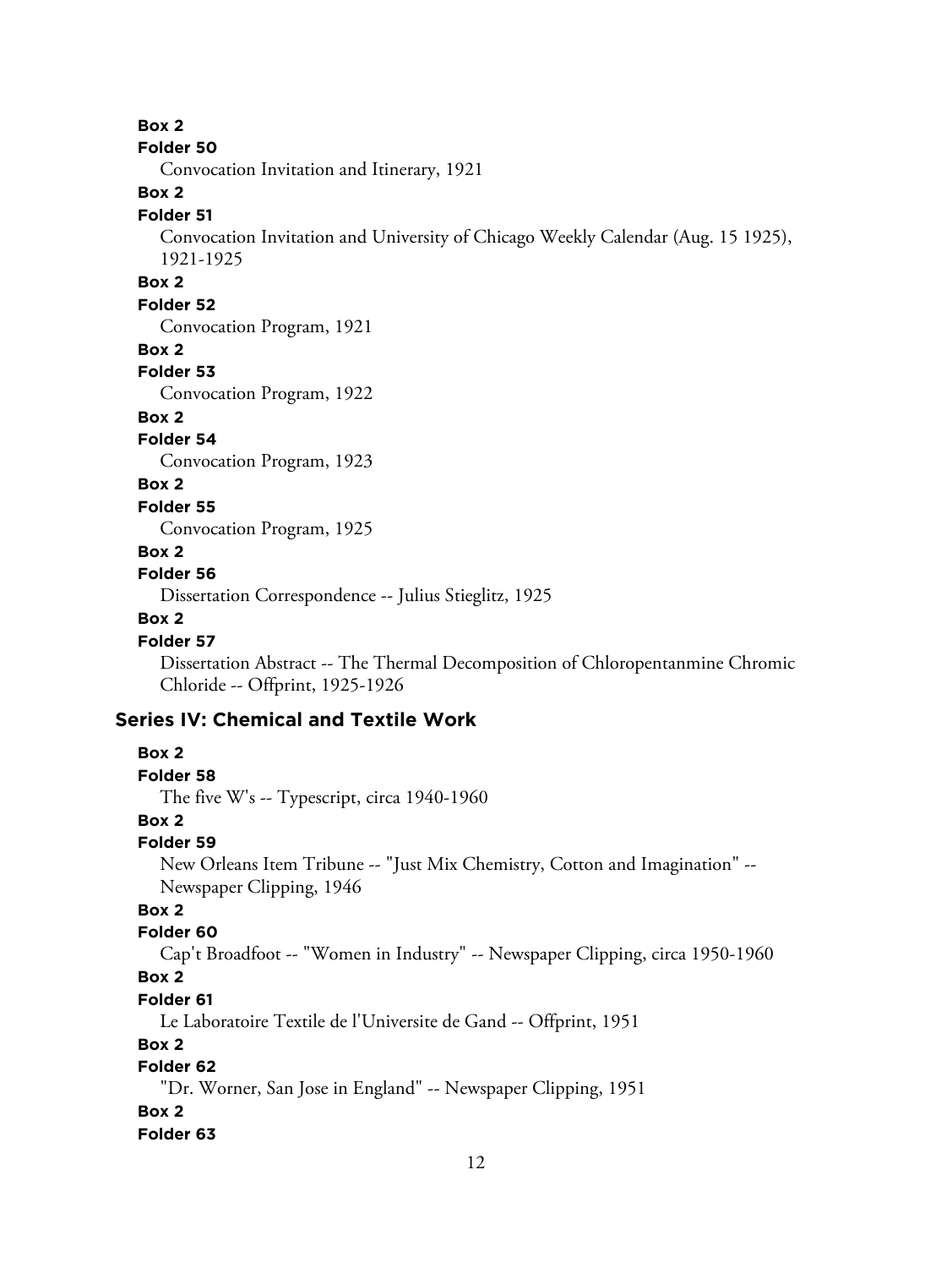**Box 2**

**Folder 50**

Convocation Invitation and Itinerary, 1921

**Box 2**

**Folder 51**

Convocation Invitation and University of Chicago Weekly Calendar (Aug. 15 1925), 1921-1925

**Box 2**

**Folder 52**

Convocation Program, 1921

**Box 2**

**Folder 53**

Convocation Program, 1922

**Box 2**

**Folder 54**

Convocation Program, 1923

**Box 2**

**Folder 55**

Convocation Program, 1925

**Box 2**

**Folder 56**

Dissertation Correspondence -- Julius Stieglitz, 1925

**Box 2**

**Folder 57**

Dissertation Abstract -- The Thermal Decomposition of Chloropentanmine Chromic Chloride -- Offprint, 1925-1926

## Series IV: Chemical and Textile Work

**Box 2**

**Folder 58**

The five W's -- Typescript, circa 1940-1960

**Box 2**

**Folder 59**

New Orleans Item Tribune -- "Just Mix Chemistry, Cotton and Imagination" -- Newspaper Clipping, 1946

**Box 2**

**Folder 60**

Cap't Broadfoot -- "Women in Industry" -- Newspaper Clipping, circa 1950-1960

**Box 2**

**Folder 61**

Le Laboratoire Textile de l'Universite de Gand -- Offprint, 1951

**Box 2**

**Folder 62**

"Dr. Worner, San Jose in England" -- Newspaper Clipping, 1951

**Box 2**

**Folder 63**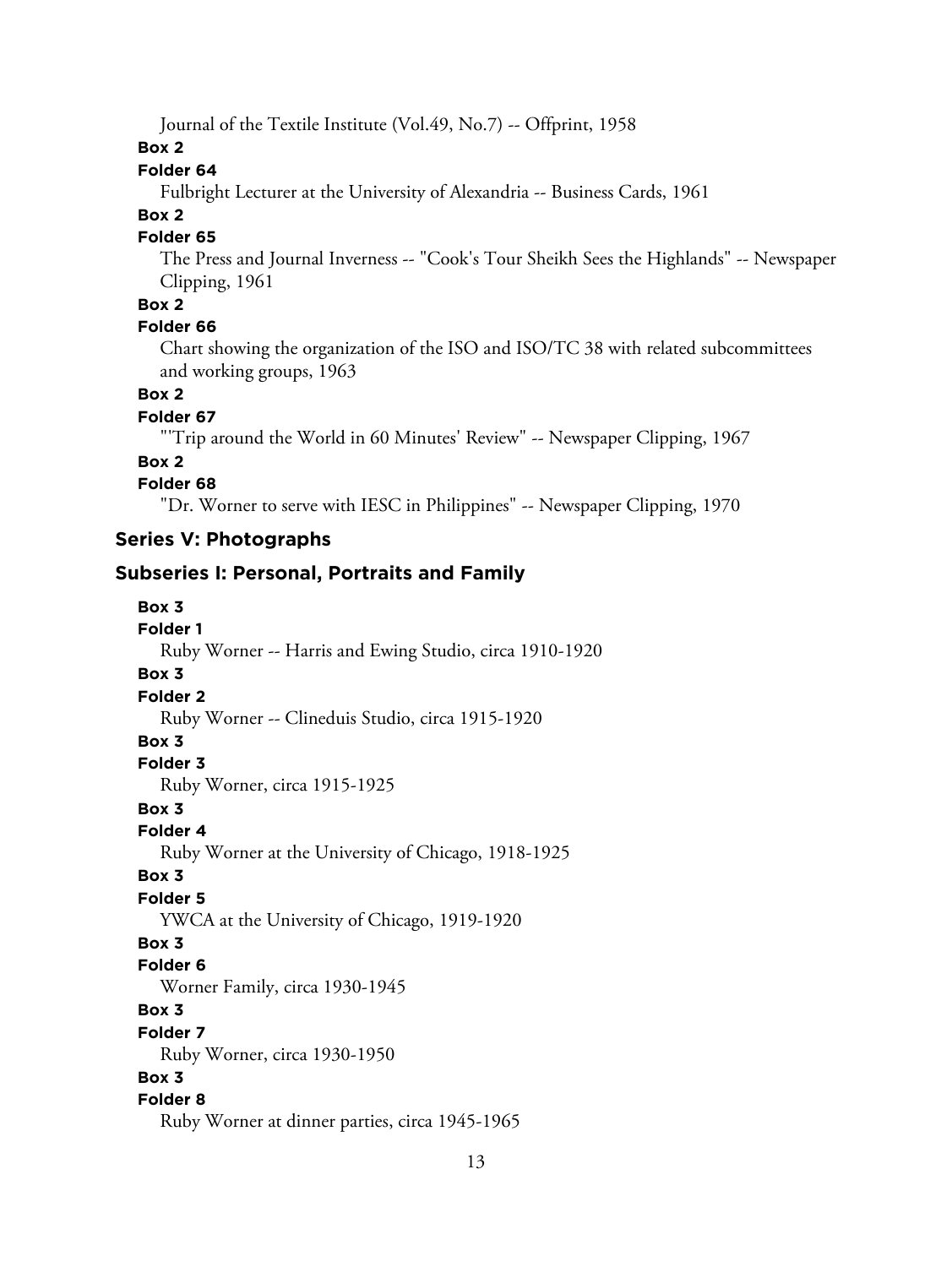Journal of the Textile Institute (Vol.49, No.7) -- Offprint, 1958

**Box 2**

**Folder 64**

Fulbright Lecturer at the University of Alexandria -- Business Cards, 1961

**Box 2**

**Folder 65**

The Press and Journal Inverness -- "Cook's Tour Sheikh Sees the Highlands" -- Newspaper Clipping, 1961

**Box 2**

**Folder 66**

Chart showing the organization of the ISO and ISO/TC 38 with related subcommittees and working groups, 1963

**Box 2**

**Folder 67**

"'Trip around the World in 60 Minutes' Review" -- Newspaper Clipping, 1967

**Box 2**

**Folder 68**

"Dr. Worner to serve with IESC in Philippines" -- Newspaper Clipping, 1970

## Series V: Photographs

### Subseries I: Personal, Portraits and Family

**Box 3**

**Folder 1**

Ruby Worner -- Harris and Ewing Studio, circa 1910-1920

**Box 3**

**Folder 2**

Ruby Worner -- Clineduis Studio, circa 1915-1920

**Box 3**

**Folder 3**

Ruby Worner, circa 1915-1925

**Box 3**

**Folder 4**

Ruby Worner at the University of Chicago, 1918-1925

**Box 3**

**Folder 5**

YWCA at the University of Chicago, 1919-1920

**Box 3**

**Folder 6**

Worner Family, circa 1930-1945

**Box 3**

**Folder 7**

Ruby Worner, circa 1930-1950

**Box 3**

**Folder 8**

Ruby Worner at dinner parties, circa 1945-1965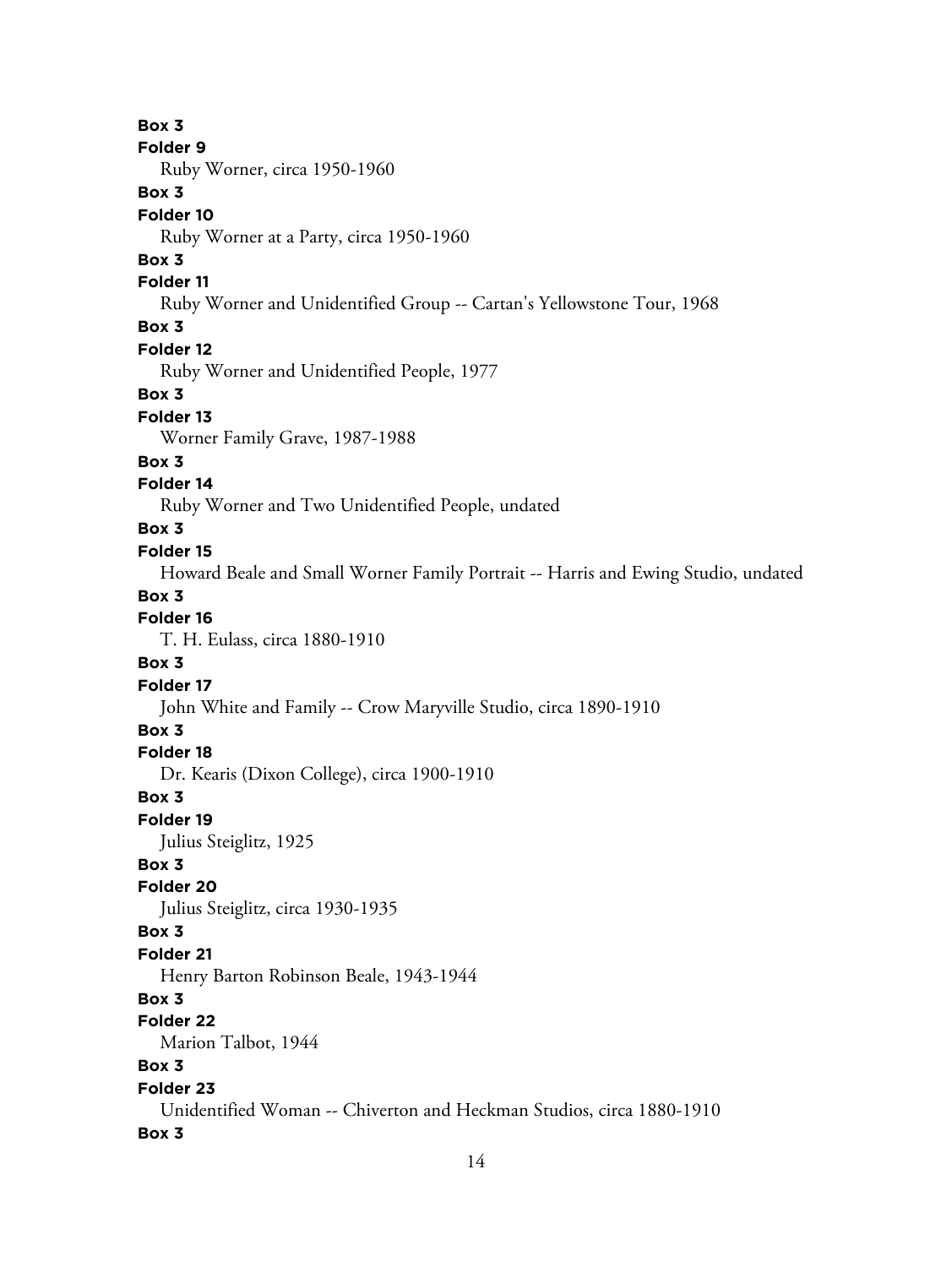**Box 3**
**Folder 9**
Ruby Worner, circa 1950-1960

**Box 3**
**Folder 10**
Ruby Worner at a Party, circa 1950-1960

**Box 3**
**Folder 11**
Ruby Worner and Unidentified Group -- Cartan's Yellowstone Tour, 1968

**Box 3**
**Folder 12**
Ruby Worner and Unidentified People, 1977

**Box 3**
**Folder 13**
Worner Family Grave, 1987-1988

**Box 3**
**Folder 14**
Ruby Worner and Two Unidentified People, undated

**Box 3**
**Folder 15**
Howard Beale and Small Worner Family Portrait -- Harris and Ewing Studio, undated

**Box 3**
**Folder 16**
T. H. Eulass, circa 1880-1910

**Box 3**
**Folder 17**
John White and Family -- Crow Maryville Studio, circa 1890-1910

**Box 3**
**Folder 18**
Dr. Kearis (Dixon College), circa 1900-1910

**Box 3**
**Folder 19**
Julius Steiglitz, 1925

**Box 3**
**Folder 20**
Julius Steiglitz, circa 1930-1935

**Box 3**
**Folder 21**
Henry Barton Robinson Beale, 1943-1944

**Box 3**
**Folder 22**
Marion Talbot, 1944

**Box 3**
**Folder 23**
Unidentified Woman -- Chiverton and Heckman Studios, circa 1880-1910

**Box 3**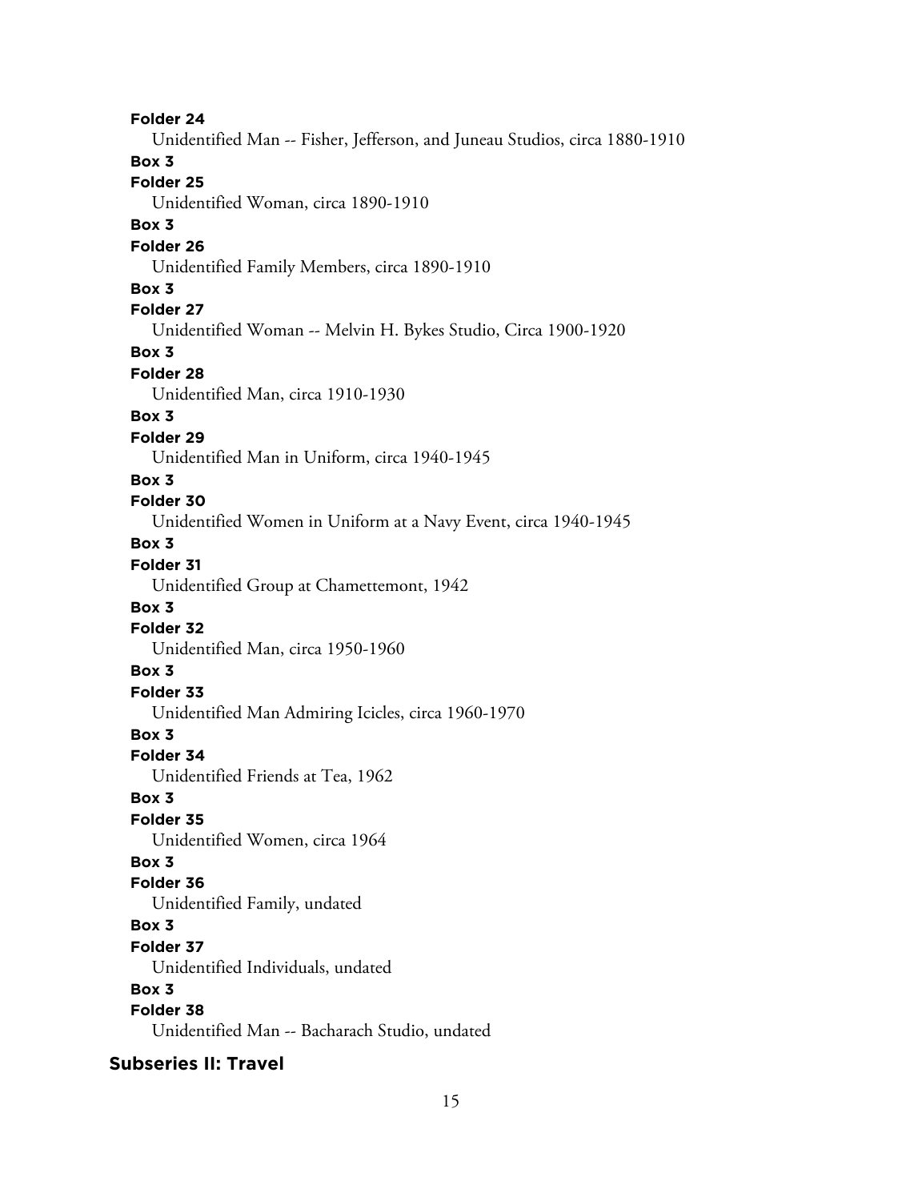**Folder 24**

Unidentified Man -- Fisher, Jefferson, and Juneau Studios, circa 1880-1910

**Box 3**

**Folder 25**

Unidentified Woman, circa 1890-1910

**Box 3**

**Folder 26**

Unidentified Family Members, circa 1890-1910

**Box 3**

**Folder 27**

Unidentified Woman -- Melvin H. Bykes Studio, Circa 1900-1920

**Box 3**

**Folder 28**

Unidentified Man, circa 1910-1930

**Box 3**

**Folder 29**

Unidentified Man in Uniform, circa 1940-1945

**Box 3**

**Folder 30**

Unidentified Women in Uniform at a Navy Event, circa 1940-1945

**Box 3**

**Folder 31**

Unidentified Group at Chamettemont, 1942

**Box 3**

**Folder 32**

Unidentified Man, circa 1950-1960

**Box 3**

**Folder 33**

Unidentified Man Admiring Icicles, circa 1960-1970

**Box 3**

**Folder 34**

Unidentified Friends at Tea, 1962

**Box 3**

**Folder 35**

Unidentified Women, circa 1964

**Box 3**

**Folder 36**

Unidentified Family, undated

**Box 3**

**Folder 37**

Unidentified Individuals, undated

**Box 3**

**Folder 38**

Unidentified Man -- Bacharach Studio, undated

### Subseries II: Travel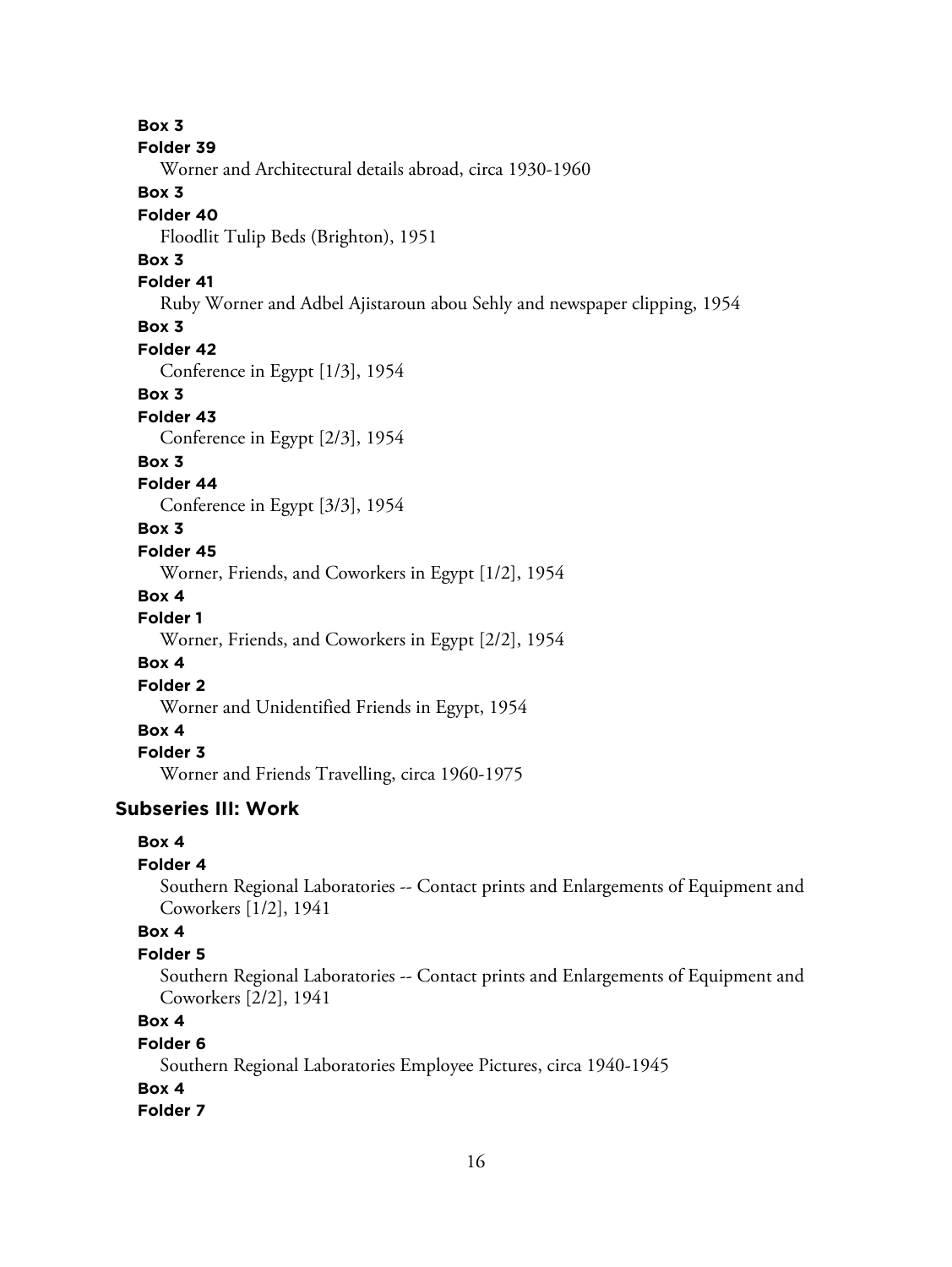**Box 3**

**Folder 39**

Worner and Architectural details abroad, circa 1930-1960

**Box 3**

**Folder 40**

Floodlit Tulip Beds (Brighton), 1951

**Box 3**

**Folder 41**

Ruby Worner and Adbel Ajistaroun abou Sehly and newspaper clipping, 1954

**Box 3**

**Folder 42**

Conference in Egypt [1/3], 1954

**Box 3**

**Folder 43**

Conference in Egypt [2/3], 1954

**Box 3**

**Folder 44**

Conference in Egypt [3/3], 1954

**Box 3**

**Folder 45**

Worner, Friends, and Coworkers in Egypt [1/2], 1954

**Box 4**

**Folder 1**

Worner, Friends, and Coworkers in Egypt [2/2], 1954

**Box 4**

**Folder 2**

Worner and Unidentified Friends in Egypt, 1954

**Box 4**

**Folder 3**

Worner and Friends Travelling, circa 1960-1975

### Subseries III: Work

**Box 4**

**Folder 4**

Southern Regional Laboratories -- Contact prints and Enlargements of Equipment and Coworkers [1/2], 1941

**Box 4**

**Folder 5**

Southern Regional Laboratories -- Contact prints and Enlargements of Equipment and Coworkers [2/2], 1941

**Box 4**

**Folder 6**

Southern Regional Laboratories Employee Pictures, circa 1940-1945

**Box 4**

**Folder 7**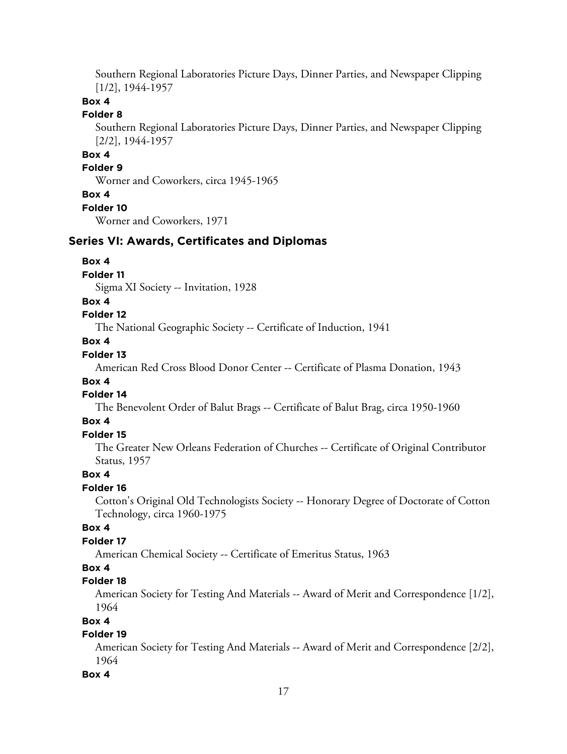Southern Regional Laboratories Picture Days, Dinner Parties, and Newspaper Clipping [1/2], 1944-1957

**Box 4**

**Folder 8**

Southern Regional Laboratories Picture Days, Dinner Parties, and Newspaper Clipping [2/2], 1944-1957

**Box 4**

**Folder 9**

Worner and Coworkers, circa 1945-1965

**Box 4**

**Folder 10**

Worner and Coworkers, 1971

## Series VI: Awards, Certificates and Diplomas

**Box 4**

**Folder 11**

Sigma XI Society -- Invitation, 1928

**Box 4**

**Folder 12**

The National Geographic Society -- Certificate of Induction, 1941

**Box 4**

**Folder 13**

American Red Cross Blood Donor Center -- Certificate of Plasma Donation, 1943

**Box 4**

**Folder 14**

The Benevolent Order of Balut Brags -- Certificate of Balut Brag, circa 1950-1960

**Box 4**

**Folder 15**

The Greater New Orleans Federation of Churches -- Certificate of Original Contributor Status, 1957

**Box 4**

**Folder 16**

Cotton's Original Old Technologists Society -- Honorary Degree of Doctorate of Cotton Technology, circa 1960-1975

**Box 4**

**Folder 17**

American Chemical Society -- Certificate of Emeritus Status, 1963

**Box 4**

**Folder 18**

American Society for Testing And Materials -- Award of Merit and Correspondence [1/2], 1964

**Box 4**

**Folder 19**

American Society for Testing And Materials -- Award of Merit and Correspondence [2/2], 1964

**Box 4**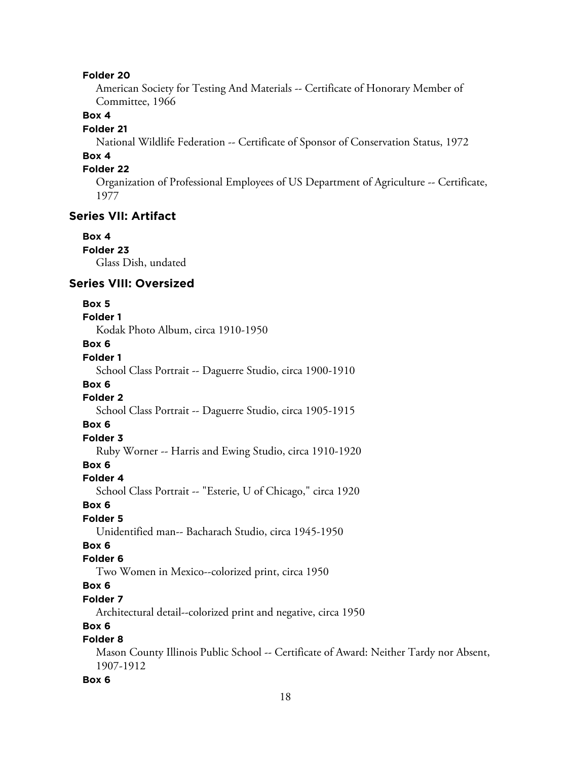**Folder 20**

American Society for Testing And Materials -- Certificate of Honorary Member of Committee, 1966

**Box 4**

**Folder 21**

National Wildlife Federation -- Certificate of Sponsor of Conservation Status, 1972

**Box 4**

**Folder 22**

Organization of Professional Employees of US Department of Agriculture -- Certificate, 1977

### Series VII: Artifact

**Box 4**

**Folder 23**

Glass Dish, undated

### Series VIII: Oversized

**Box 5**

**Folder 1**

Kodak Photo Album, circa 1910-1950

**Box 6**

**Folder 1**

School Class Portrait -- Daguerre Studio, circa 1900-1910

**Box 6**

**Folder 2**

School Class Portrait -- Daguerre Studio, circa 1905-1915

**Box 6**

**Folder 3**

Ruby Worner -- Harris and Ewing Studio, circa 1910-1920

**Box 6**

**Folder 4**

School Class Portrait -- "Esterie, U of Chicago," circa 1920

**Box 6**

**Folder 5**

Unidentified man-- Bacharach Studio, circa 1945-1950

**Box 6**

**Folder 6**

Two Women in Mexico--colorized print, circa 1950

**Box 6**

**Folder 7**

Architectural detail--colorized print and negative, circa 1950

**Box 6**

**Folder 8**

Mason County Illinois Public School -- Certificate of Award: Neither Tardy nor Absent, 1907-1912

**Box 6**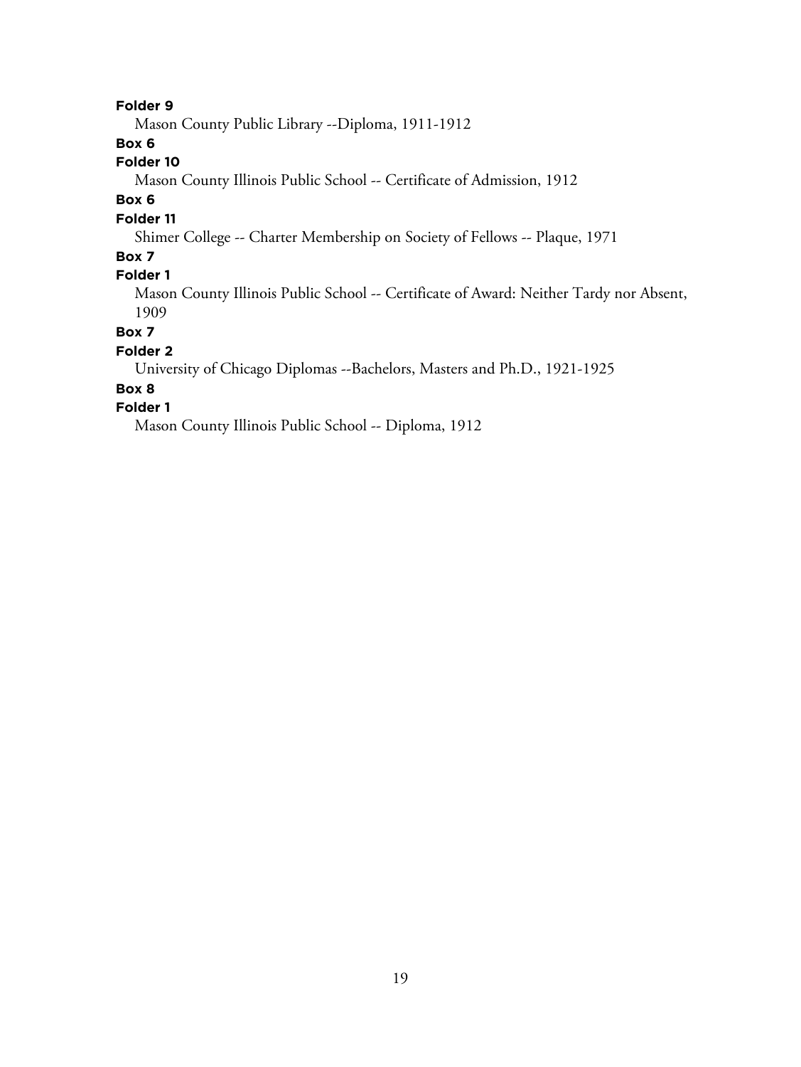**Folder 9**

Mason County Public Library --Diploma, 1911-1912

**Box 6**

**Folder 10**

Mason County Illinois Public School -- Certificate of Admission, 1912

**Box 6**

**Folder 11**

Shimer College -- Charter Membership on Society of Fellows -- Plaque, 1971

**Box 7**

**Folder 1**

Mason County Illinois Public School -- Certificate of Award: Neither Tardy nor Absent, 1909

**Box 7**

**Folder 2**

University of Chicago Diplomas --Bachelors, Masters and Ph.D., 1921-1925

**Box 8**

**Folder 1**

Mason County Illinois Public School -- Diploma, 1912